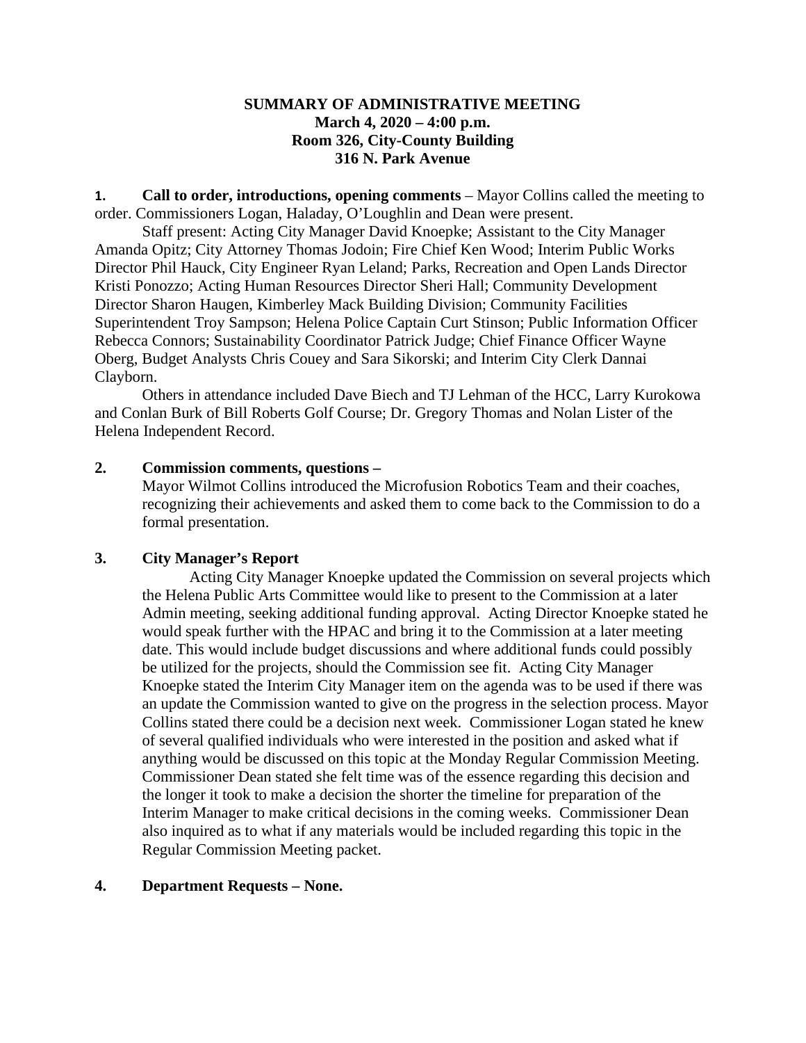**SUMMARY OF ADMINISTRATIVE MEETING**
**March 4, 2020 – 4:00 p.m.**
**Room 326, City-County Building**
**316 N. Park Avenue**

1. **Call to order, introductions, opening comments** – Mayor Collins called the meeting to order. Commissioners Logan, Haladay, O'Loughlin and Dean were present.

Staff present: Acting City Manager David Knoepke; Assistant to the City Manager Amanda Opitz; City Attorney Thomas Jodoin; Fire Chief Ken Wood; Interim Public Works Director Phil Hauck, City Engineer Ryan Leland; Parks, Recreation and Open Lands Director Kristi Ponozzo; Acting Human Resources Director Sheri Hall; Community Development Director Sharon Haugen, Kimberley Mack Building Division; Community Facilities Superintendent Troy Sampson; Helena Police Captain Curt Stinson; Public Information Officer Rebecca Connors; Sustainability Coordinator Patrick Judge; Chief Finance Officer Wayne Oberg, Budget Analysts Chris Couey and Sara Sikorski; and Interim City Clerk Dannai Clayborn.

Others in attendance included Dave Biech and TJ Lehman of the HCC, Larry Kurokowa and Conlan Burk of Bill Roberts Golf Course; Dr. Gregory Thomas and Nolan Lister of the Helena Independent Record.

2. **Commission comments, questions –**

Mayor Wilmot Collins introduced the Microfusion Robotics Team and their coaches, recognizing their achievements and asked them to come back to the Commission to do a formal presentation.

3. **City Manager's Report**

Acting City Manager Knoepke updated the Commission on several projects which the Helena Public Arts Committee would like to present to the Commission at a later Admin meeting, seeking additional funding approval. Acting Director Knoepke stated he would speak further with the HPAC and bring it to the Commission at a later meeting date. This would include budget discussions and where additional funds could possibly be utilized for the projects, should the Commission see fit. Acting City Manager Knoepke stated the Interim City Manager item on the agenda was to be used if there was an update the Commission wanted to give on the progress in the selection process. Mayor Collins stated there could be a decision next week. Commissioner Logan stated he knew of several qualified individuals who were interested in the position and asked what if anything would be discussed on this topic at the Monday Regular Commission Meeting. Commissioner Dean stated she felt time was of the essence regarding this decision and the longer it took to make a decision the shorter the timeline for preparation of the Interim Manager to make critical decisions in the coming weeks. Commissioner Dean also inquired as to what if any materials would be included regarding this topic in the Regular Commission Meeting packet.

4. **Department Requests – None.**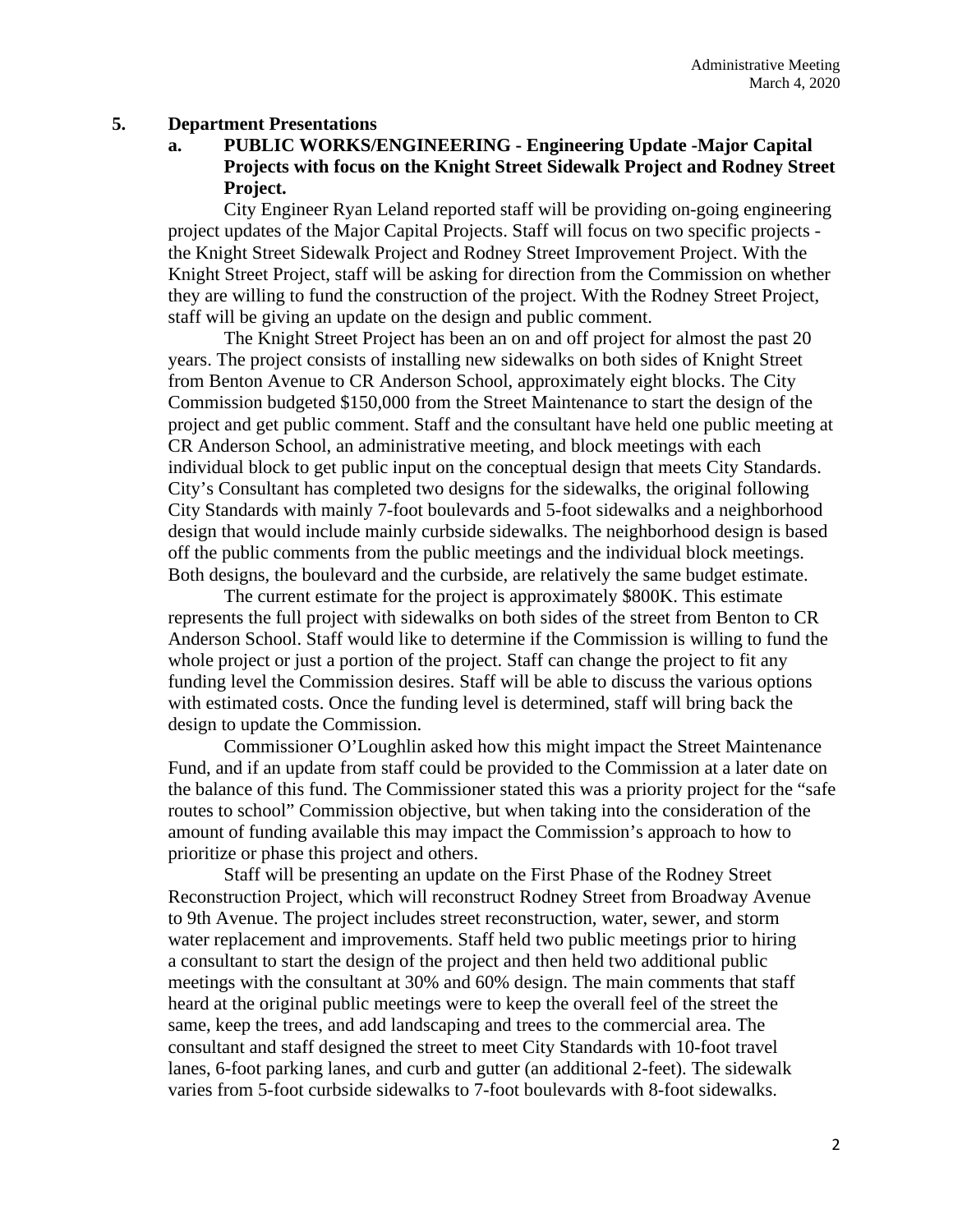## 5. Department Presentations

### a. PUBLIC WORKS/ENGINEERING - Engineering Update -Major Capital Projects with focus on the Knight Street Sidewalk Project and Rodney Street Project.

City Engineer Ryan Leland reported staff will be providing on-going engineering project updates of the Major Capital Projects. Staff will focus on two specific projects - the Knight Street Sidewalk Project and Rodney Street Improvement Project. With the Knight Street Project, staff will be asking for direction from the Commission on whether they are willing to fund the construction of the project. With the Rodney Street Project, staff will be giving an update on the design and public comment.

The Knight Street Project has been an on and off project for almost the past 20 years. The project consists of installing new sidewalks on both sides of Knight Street from Benton Avenue to CR Anderson School, approximately eight blocks. The City Commission budgeted $150,000 from the Street Maintenance to start the design of the project and get public comment. Staff and the consultant have held one public meeting at CR Anderson School, an administrative meeting, and block meetings with each individual block to get public input on the conceptual design that meets City Standards. City's Consultant has completed two designs for the sidewalks, the original following City Standards with mainly 7-foot boulevards and 5-foot sidewalks and a neighborhood design that would include mainly curbside sidewalks. The neighborhood design is based off the public comments from the public meetings and the individual block meetings. Both designs, the boulevard and the curbside, are relatively the same budget estimate.

The current estimate for the project is approximately $800K. This estimate represents the full project with sidewalks on both sides of the street from Benton to CR Anderson School. Staff would like to determine if the Commission is willing to fund the whole project or just a portion of the project. Staff can change the project to fit any funding level the Commission desires. Staff will be able to discuss the various options with estimated costs. Once the funding level is determined, staff will bring back the design to update the Commission.

Commissioner O'Loughlin asked how this might impact the Street Maintenance Fund, and if an update from staff could be provided to the Commission at a later date on the balance of this fund. The Commissioner stated this was a priority project for the "safe routes to school" Commission objective, but when taking into the consideration of the amount of funding available this may impact the Commission's approach to how to prioritize or phase this project and others.

Staff will be presenting an update on the First Phase of the Rodney Street Reconstruction Project, which will reconstruct Rodney Street from Broadway Avenue to 9th Avenue. The project includes street reconstruction, water, sewer, and storm water replacement and improvements. Staff held two public meetings prior to hiring a consultant to start the design of the project and then held two additional public meetings with the consultant at 30% and 60% design. The main comments that staff heard at the original public meetings were to keep the overall feel of the street the same, keep the trees, and add landscaping and trees to the commercial area. The consultant and staff designed the street to meet City Standards with 10-foot travel lanes, 6-foot parking lanes, and curb and gutter (an additional 2-feet). The sidewalk varies from 5-foot curbside sidewalks to 7-foot boulevards with 8-foot sidewalks.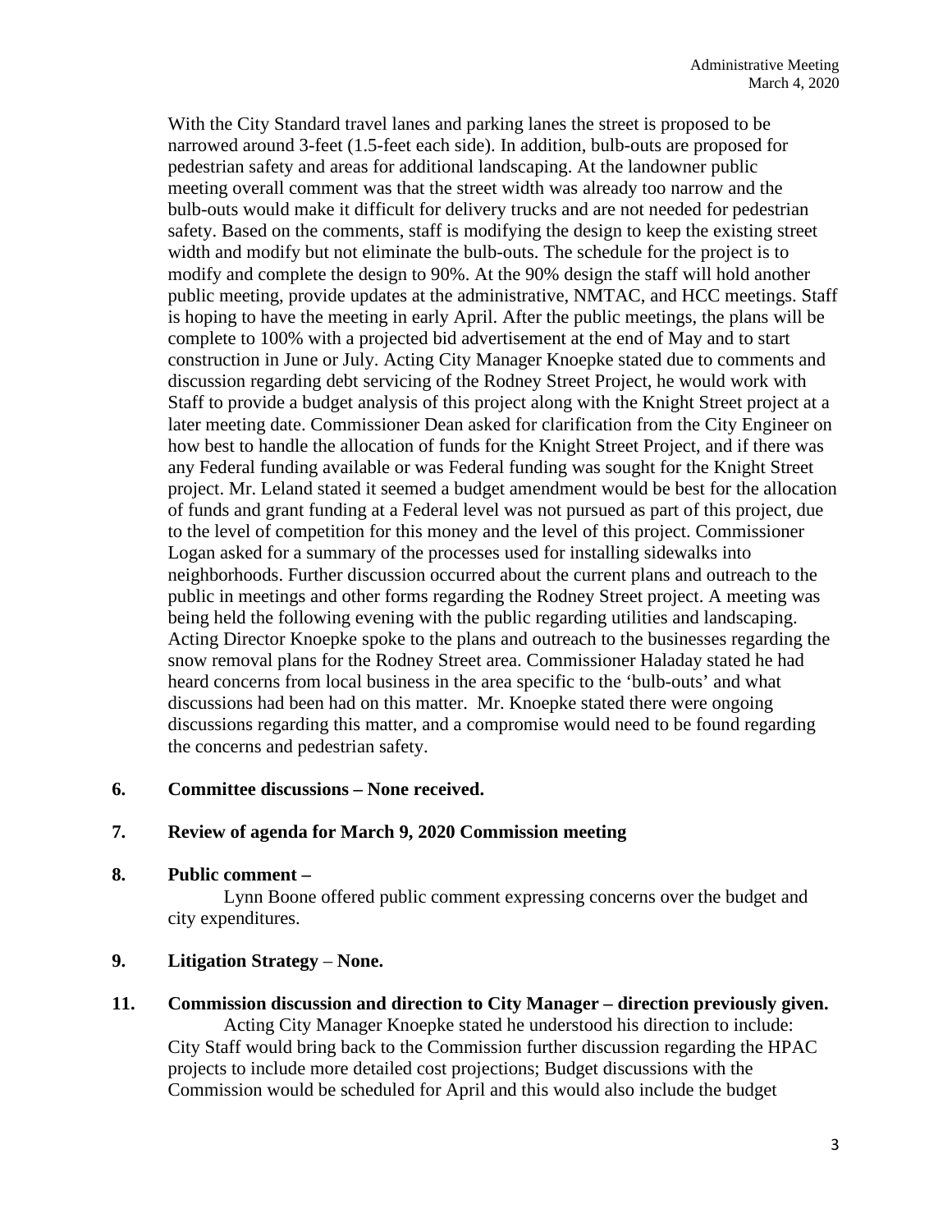With the City Standard travel lanes and parking lanes the street is proposed to be narrowed around 3-feet (1.5-feet each side). In addition, bulb-outs are proposed for pedestrian safety and areas for additional landscaping. At the landowner public meeting overall comment was that the street width was already too narrow and the bulb-outs would make it difficult for delivery trucks and are not needed for pedestrian safety. Based on the comments, staff is modifying the design to keep the existing street width and modify but not eliminate the bulb-outs. The schedule for the project is to modify and complete the design to 90%. At the 90% design the staff will hold another public meeting, provide updates at the administrative, NMTAC, and HCC meetings. Staff is hoping to have the meeting in early April. After the public meetings, the plans will be complete to 100% with a projected bid advertisement at the end of May and to start construction in June or July. Acting City Manager Knoepke stated due to comments and discussion regarding debt servicing of the Rodney Street Project, he would work with Staff to provide a budget analysis of this project along with the Knight Street project at a later meeting date. Commissioner Dean asked for clarification from the City Engineer on how best to handle the allocation of funds for the Knight Street Project, and if there was any Federal funding available or was Federal funding was sought for the Knight Street project. Mr. Leland stated it seemed a budget amendment would be best for the allocation of funds and grant funding at a Federal level was not pursued as part of this project, due to the level of competition for this money and the level of this project. Commissioner Logan asked for a summary of the processes used for installing sidewalks into neighborhoods. Further discussion occurred about the current plans and outreach to the public in meetings and other forms regarding the Rodney Street project. A meeting was being held the following evening with the public regarding utilities and landscaping. Acting Director Knoepke spoke to the plans and outreach to the businesses regarding the snow removal plans for the Rodney Street area. Commissioner Haladay stated he had heard concerns from local business in the area specific to the 'bulb-outs' and what discussions had been had on this matter. Mr. Knoepke stated there were ongoing discussions regarding this matter, and a compromise would need to be found regarding the concerns and pedestrian safety.

**6. Committee discussions – None received.**

**7. Review of agenda for March 9, 2020 Commission meeting**

**8. Public comment –**

Lynn Boone offered public comment expressing concerns over the budget and city expenditures.

**9. Litigation Strategy – None.**

**11. Commission discussion and direction to City Manager – direction previously given.**

Acting City Manager Knoepke stated he understood his direction to include: City Staff would bring back to the Commission further discussion regarding the HPAC projects to include more detailed cost projections; Budget discussions with the Commission would be scheduled for April and this would also include the budget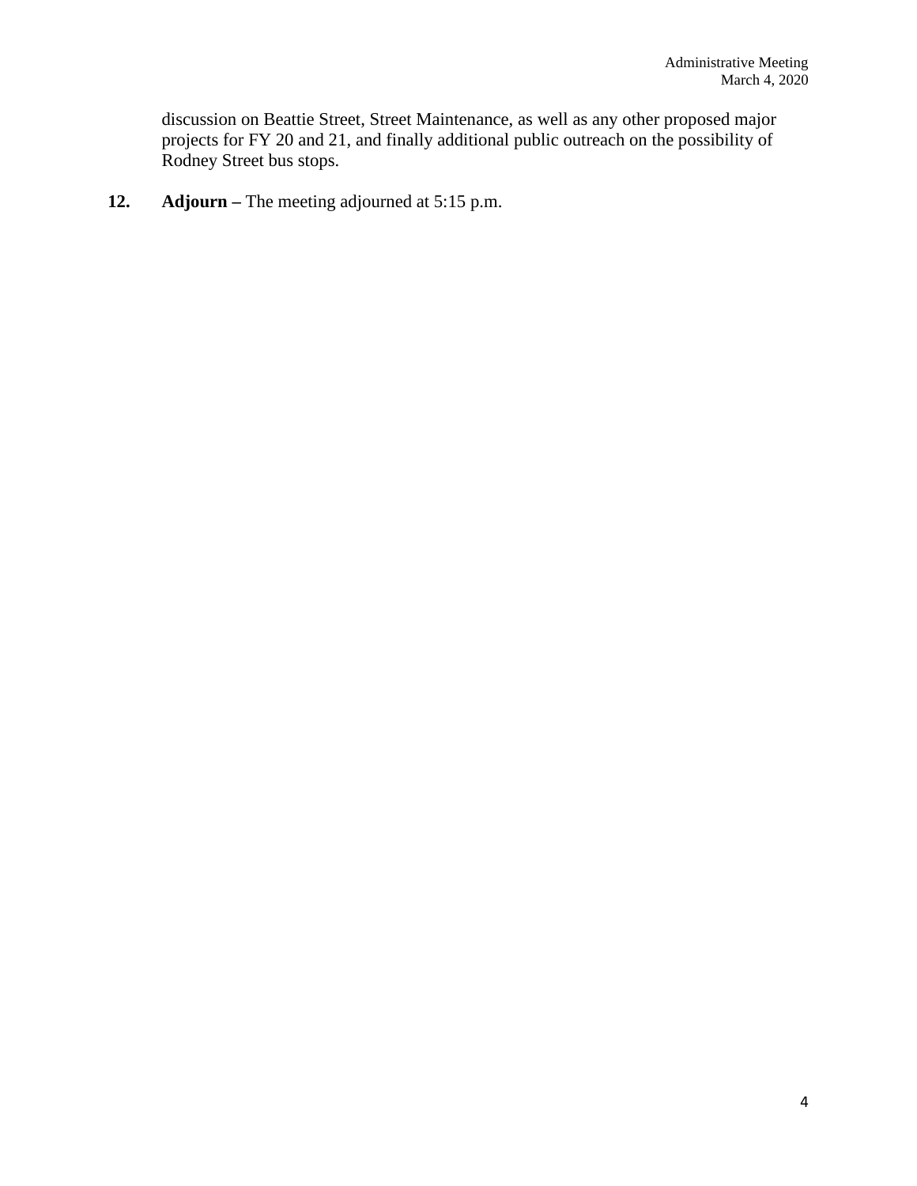discussion on Beattie Street, Street Maintenance, as well as any other proposed major projects for FY 20 and 21, and finally additional public outreach on the possibility of Rodney Street bus stops.

**12. Adjourn –** The meeting adjourned at 5:15 p.m.